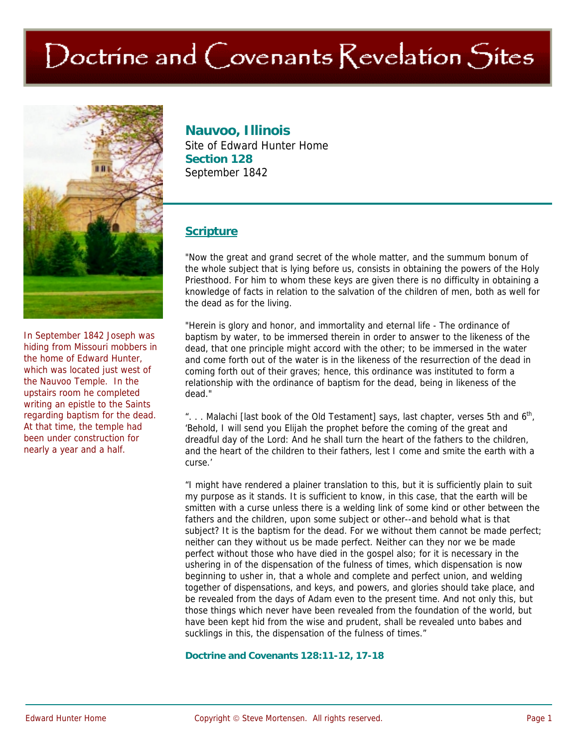# Doctrine and Covenants Revelation Sites

In September 1842 Joseph was hiding from Missouri mobbers in the home of Edward Hunter, which was located just west of the Nauvoo Temple. In the upstairs room he completed writing an epistle to the Saints regarding baptism for the dead. At that time, the temple had been under construction for nearly a year and a half.

## Nauvoo, Illinois

Site of Edward Hunter Home

**Section 128**

September 1842

### Scripture

"Now the great and grand secret of the whole matter, and the summum bonum of the whole subject that is lying before us, consists in obtaining the powers of the Holy Priesthood. For him to whom these keys are given there is no difficulty in obtaining a knowledge of facts in relation to the salvation of the children of men, both as well for the dead as for the living.

"Herein is glory and honor, and immortality and eternal life - The ordinance of baptism by water, to be immersed therein in order to answer to the likeness of the dead, that one principle might accord with the other; to be immersed in the water and come forth out of the water is in the likeness of the resurrection of the dead in coming forth out of their graves; hence, this ordinance was instituted to form a relationship with the ordinance of baptism for the dead, being in likeness of the dead."

". . . Malachi [last book of the Old Testament] says, last chapter, verses 5th and 6th, 'Behold, I will send you Elijah the prophet before the coming of the great and dreadful day of the Lord: And he shall turn the heart of the fathers to the children, and the heart of the children to their fathers, lest I come and smite the earth with a curse.'

"I might have rendered a plainer translation to this, but it is sufficiently plain to suit my purpose as it stands. It is sufficient to know, in this case, that the earth will be smitten with a curse unless there is a welding link of some kind or other between the fathers and the children, upon some subject or other--and behold what is that subject? It is the baptism for the dead. For we without them cannot be made perfect; neither can they without us be made perfect. Neither can they nor we be made perfect without those who have died in the gospel also; for it is necessary in the ushering in of the dispensation of the fulness of times, which dispensation is now beginning to usher in, that a whole and complete and perfect union, and welding together of dispensations, and keys, and powers, and glories should take place, and be revealed from the days of Adam even to the present time. And not only this, but those things which never have been revealed from the foundation of the world, but have been kept hid from the wise and prudent, shall be revealed unto babes and sucklings in this, the dispensation of the fulness of times."

**Doctrine and Covenants 128:11-12, 17-18**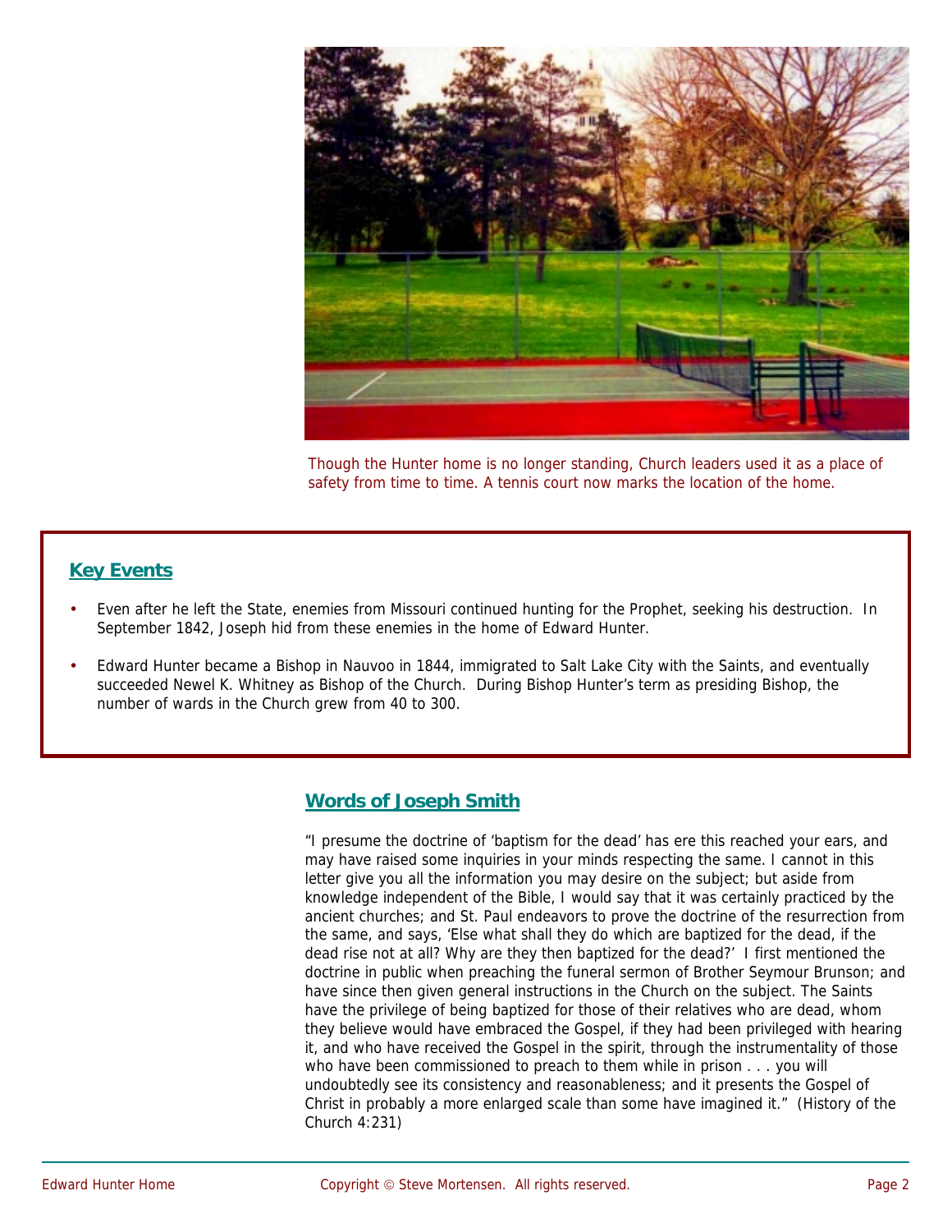Though the Hunter home is no longer standing, Church leaders used it as a place of safety from time to time. A tennis court now marks the location of the home.

## Key Events

- Even after he left the State, enemies from Missouri continued hunting for the Prophet, seeking his destruction. In September 1842, Joseph hid from these enemies in the home of Edward Hunter.
- Edward Hunter became a Bishop in Nauvoo in 1844, immigrated to Salt Lake City with the Saints, and eventually succeeded Newel K. Whitney as Bishop of the Church. During Bishop Hunter's term as presiding Bishop, the number of wards in the Church grew from 40 to 300.

## Words of Joseph Smith

"I presume the doctrine of 'baptism for the dead' has ere this reached your ears, and may have raised some inquiries in your minds respecting the same. I cannot in this letter give you all the information you may desire on the subject; but aside from knowledge independent of the Bible, I would say that it was certainly practiced by the ancient churches; and St. Paul endeavors to prove the doctrine of the resurrection from the same, and says, 'Else what shall they do which are baptized for the dead, if the dead rise not at all? Why are they then baptized for the dead?' I first mentioned the doctrine in public when preaching the funeral sermon of Brother Seymour Brunson; and have since then given general instructions in the Church on the subject. The Saints have the privilege of being baptized for those of their relatives who are dead, whom they believe would have embraced the Gospel, if they had been privileged with hearing it, and who have received the Gospel in the spirit, through the instrumentality of those who have been commissioned to preach to them while in prison . . . you will undoubtedly see its consistency and reasonableness; and it presents the Gospel of Christ in probably a more enlarged scale than some have imagined it." (History of the Church 4:231)

Copyright © Steve Mortensen. All rights reserved.